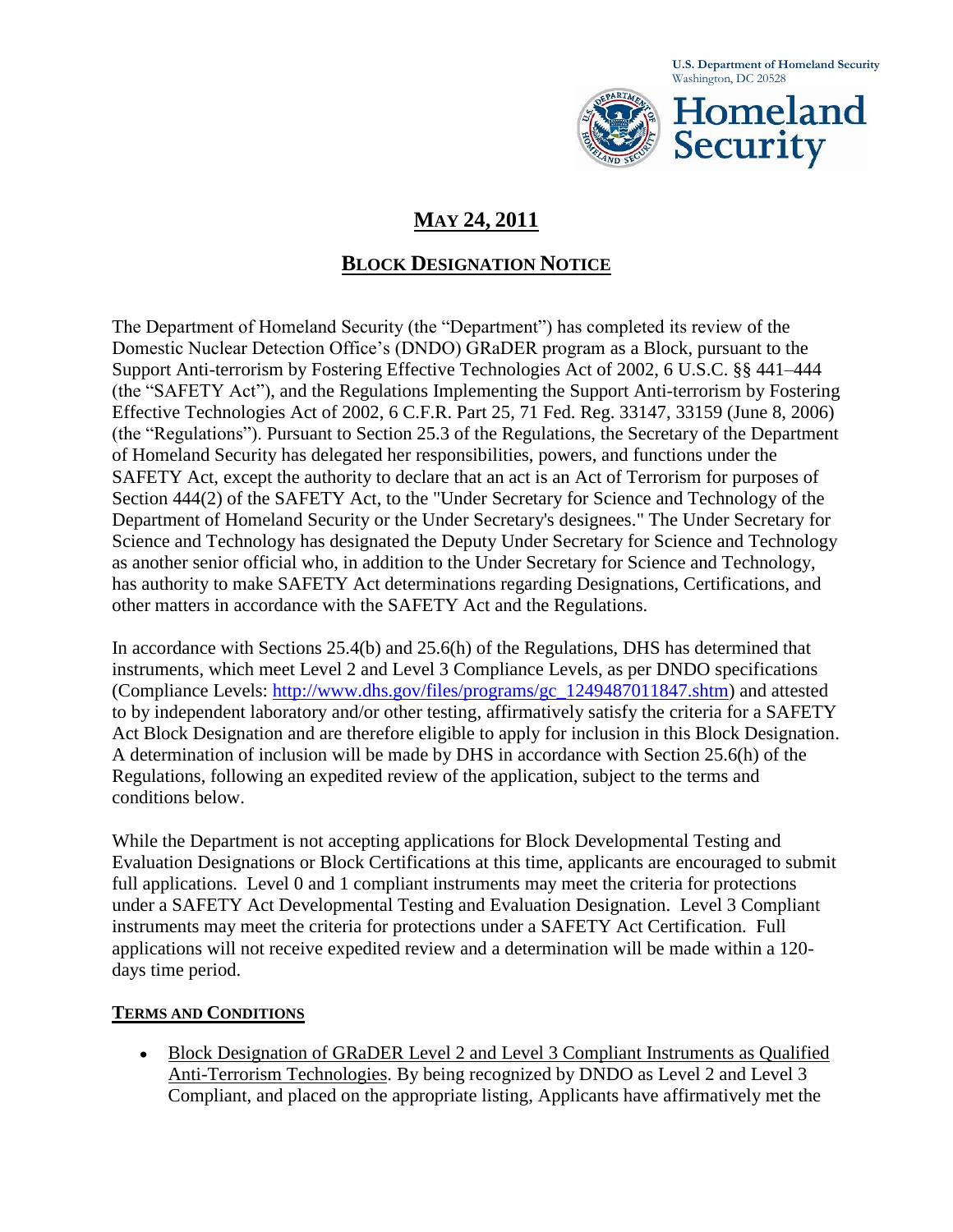U.S. Department of Homeland Security
Washington, DC 20528

Homeland Security

# MAY 24, 2011

## BLOCK DESIGNATION NOTICE

The Department of Homeland Security (the "Department") has completed its review of the Domestic Nuclear Detection Office's (DNDO) GRaDER program as a Block, pursuant to the Support Anti-terrorism by Fostering Effective Technologies Act of 2002, 6 U.S.C. §§ 441–444 (the "SAFETY Act"), and the Regulations Implementing the Support Anti-terrorism by Fostering Effective Technologies Act of 2002, 6 C.F.R. Part 25, 71 Fed. Reg. 33147, 33159 (June 8, 2006) (the "Regulations"). Pursuant to Section 25.3 of the Regulations, the Secretary of the Department of Homeland Security has delegated her responsibilities, powers, and functions under the SAFETY Act, except the authority to declare that an act is an Act of Terrorism for purposes of Section 444(2) of the SAFETY Act, to the "Under Secretary for Science and Technology of the Department of Homeland Security or the Under Secretary's designees." The Under Secretary for Science and Technology has designated the Deputy Under Secretary for Science and Technology as another senior official who, in addition to the Under Secretary for Science and Technology, has authority to make SAFETY Act determinations regarding Designations, Certifications, and other matters in accordance with the SAFETY Act and the Regulations.

In accordance with Sections 25.4(b) and 25.6(h) of the Regulations, DHS has determined that instruments, which meet Level 2 and Level 3 Compliance Levels, as per DNDO specifications (Compliance Levels: http://www.dhs.gov/files/programs/gc_1249487011847.shtm) and attested to by independent laboratory and/or other testing, affirmatively satisfy the criteria for a SAFETY Act Block Designation and are therefore eligible to apply for inclusion in this Block Designation. A determination of inclusion will be made by DHS in accordance with Section 25.6(h) of the Regulations, following an expedited review of the application, subject to the terms and conditions below.

While the Department is not accepting applications for Block Developmental Testing and Evaluation Designations or Block Certifications at this time, applicants are encouraged to submit full applications. Level 0 and 1 compliant instruments may meet the criteria for protections under a SAFETY Act Developmental Testing and Evaluation Designation. Level 3 Compliant instruments may meet the criteria for protections under a SAFETY Act Certification. Full applications will not receive expedited review and a determination will be made within a 120-days time period.

### TERMS AND CONDITIONS

- Block Designation of GRaDER Level 2 and Level 3 Compliant Instruments as Qualified Anti-Terrorism Technologies. By being recognized by DNDO as Level 2 and Level 3 Compliant, and placed on the appropriate listing, Applicants have affirmatively met the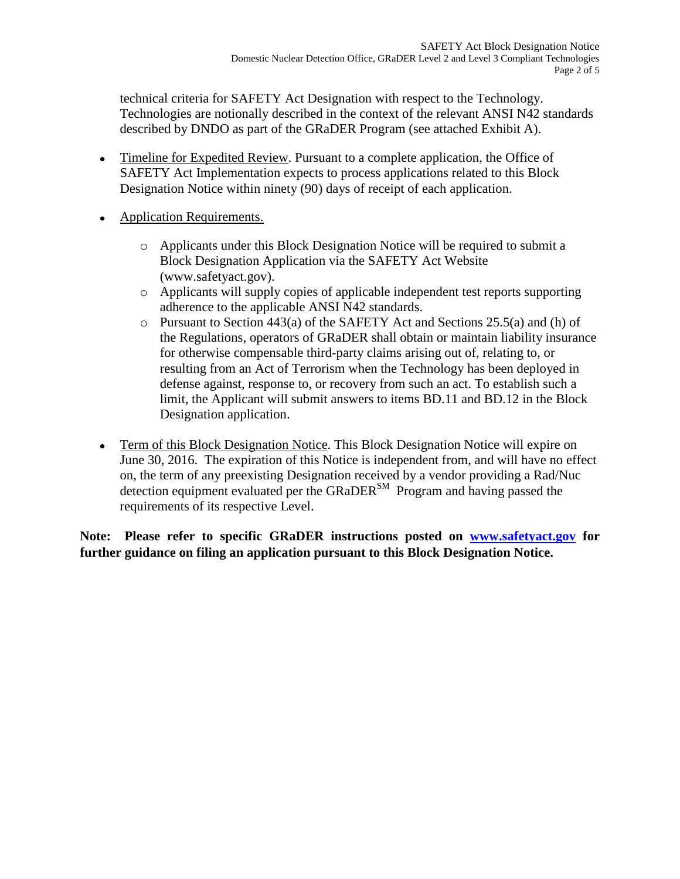technical criteria for SAFETY Act Designation with respect to the Technology. Technologies are notionally described in the context of the relevant ANSI N42 standards described by DNDO as part of the GRaDER Program (see attached Exhibit A).

- Timeline for Expedited Review. Pursuant to a complete application, the Office of SAFETY Act Implementation expects to process applications related to this Block Designation Notice within ninety (90) days of receipt of each application.

- Application Requirements.

  - Applicants under this Block Designation Notice will be required to submit a Block Designation Application via the SAFETY Act Website (www.safetyact.gov).
  - Applicants will supply copies of applicable independent test reports supporting adherence to the applicable ANSI N42 standards.
  - Pursuant to Section 443(a) of the SAFETY Act and Sections 25.5(a) and (h) of the Regulations, operators of GRaDER shall obtain or maintain liability insurance for otherwise compensable third-party claims arising out of, relating to, or resulting from an Act of Terrorism when the Technology has been deployed in defense against, response to, or recovery from such an act. To establish such a limit, the Applicant will submit answers to items BD.11 and BD.12 in the Block Designation application.

- Term of this Block Designation Notice. This Block Designation Notice will expire on June 30, 2016. The expiration of this Notice is independent from, and will have no effect on, the term of any preexisting Designation received by a vendor providing a Rad/Nuc detection equipment evaluated per the GRaDER℠ Program and having passed the requirements of its respective Level.

**Note: Please refer to specific GRaDER instructions posted on [www.safetyact.gov](http://www.safetyact.gov) for further guidance on filing an application pursuant to this Block Designation Notice.**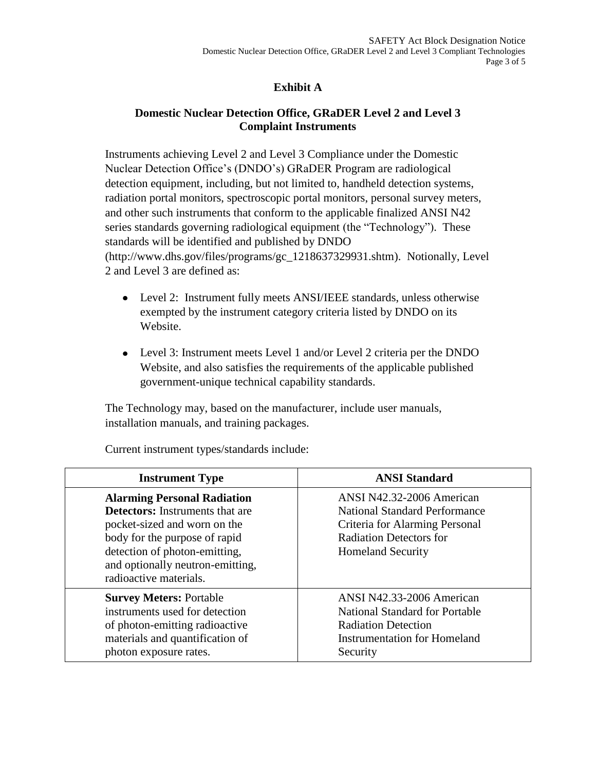# Exhibit A

## Domestic Nuclear Detection Office, GRaDER Level 2 and Level 3 Complaint Instruments

Instruments achieving Level 2 and Level 3 Compliance under the Domestic Nuclear Detection Office's (DNDO's) GRaDER Program are radiological detection equipment, including, but not limited to, handheld detection systems, radiation portal monitors, spectroscopic portal monitors, personal survey meters, and other such instruments that conform to the applicable finalized ANSI N42 series standards governing radiological equipment (the "Technology"). These standards will be identified and published by DNDO (http://www.dhs.gov/files/programs/gc_1218637329931.shtm). Notionally, Level 2 and Level 3 are defined as:

- Level 2: Instrument fully meets ANSI/IEEE standards, unless otherwise exempted by the instrument category criteria listed by DNDO on its Website.
- Level 3: Instrument meets Level 1 and/or Level 2 criteria per the DNDO Website, and also satisfies the requirements of the applicable published government-unique technical capability standards.

The Technology may, based on the manufacturer, include user manuals, installation manuals, and training packages.

Current instrument types/standards include:

| Instrument Type | ANSI Standard |
|---|---|
| **Alarming Personal Radiation Detectors:** Instruments that are pocket-sized and worn on the body for the purpose of rapid detection of photon-emitting, and optionally neutron-emitting, radioactive materials. | ANSI N42.32-2006 American National Standard Performance Criteria for Alarming Personal Radiation Detectors for Homeland Security |
| **Survey Meters:** Portable instruments used for detection of photon-emitting radioactive materials and quantification of photon exposure rates. | ANSI N42.33-2006 American National Standard for Portable Radiation Detection Instrumentation for Homeland Security |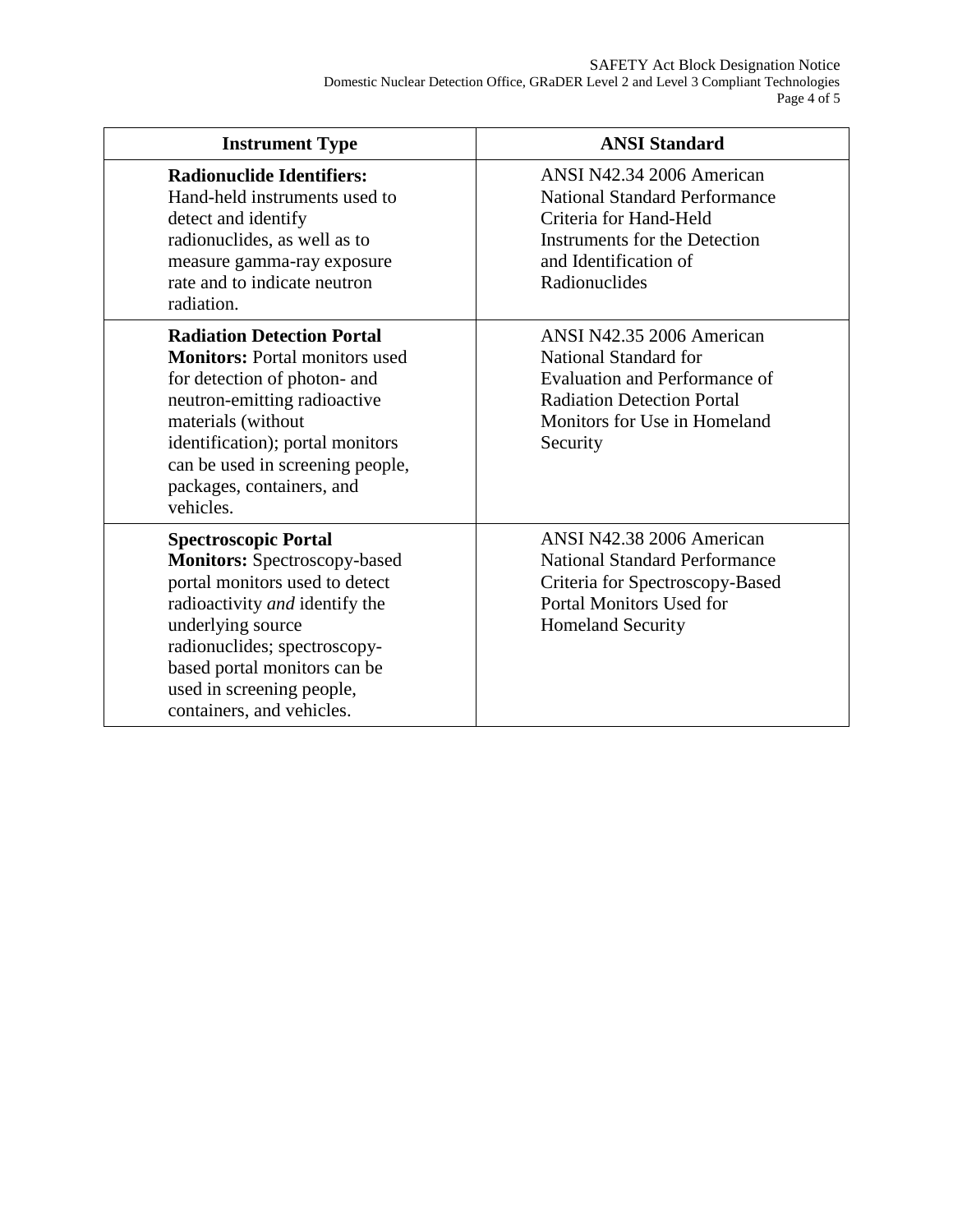| Instrument Type | ANSI Standard |
|---|---|
| **Radionuclide Identifiers:** Hand-held instruments used to detect and identify radionuclides, as well as to measure gamma-ray exposure rate and to indicate neutron radiation. | ANSI N42.34 2006 American National Standard Performance Criteria for Hand-Held Instruments for the Detection and Identification of Radionuclides |
| **Radiation Detection Portal Monitors:** Portal monitors used for detection of photon- and neutron-emitting radioactive materials (without identification); portal monitors can be used in screening people, packages, containers, and vehicles. | ANSI N42.35 2006 American National Standard for Evaluation and Performance of Radiation Detection Portal Monitors for Use in Homeland Security |
| **Spectroscopic Portal Monitors:** Spectroscopy-based portal monitors used to detect radioactivity *and* identify the underlying source radionuclides; spectroscopy-based portal monitors can be used in screening people, containers, and vehicles. | ANSI N42.38 2006 American National Standard Performance Criteria for Spectroscopy-Based Portal Monitors Used for Homeland Security |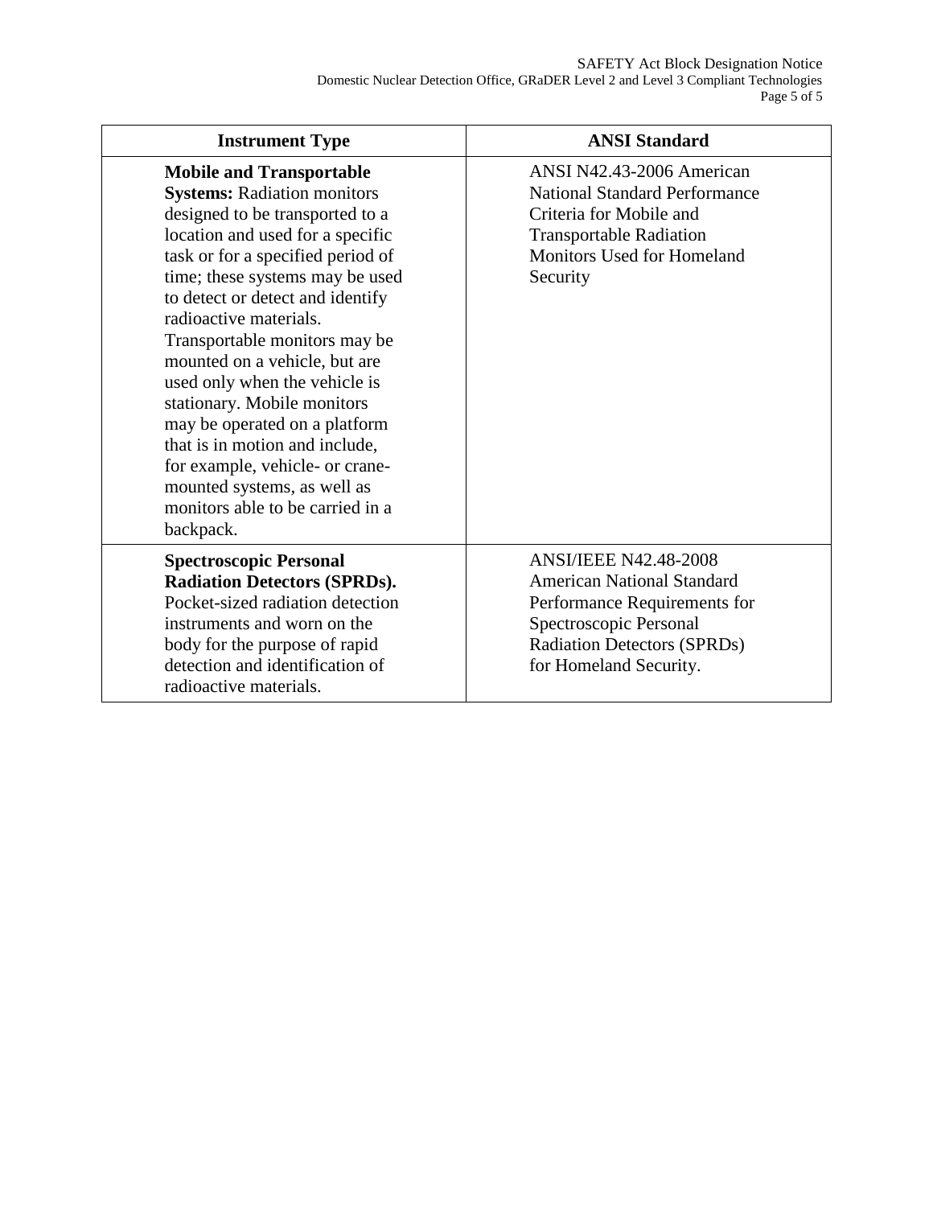| Instrument Type | ANSI Standard |
|---|---|
| **Mobile and Transportable Systems:** Radiation monitors designed to be transported to a location and used for a specific task or for a specified period of time; these systems may be used to detect or detect and identify radioactive materials. Transportable monitors may be mounted on a vehicle, but are used only when the vehicle is stationary. Mobile monitors may be operated on a platform that is in motion and include, for example, vehicle- or crane-mounted systems, as well as monitors able to be carried in a backpack. | ANSI N42.43-2006 American National Standard Performance Criteria for Mobile and Transportable Radiation Monitors Used for Homeland Security |
| **Spectroscopic Personal Radiation Detectors (SPRDs).** Pocket-sized radiation detection instruments and worn on the body for the purpose of rapid detection and identification of radioactive materials. | ANSI/IEEE N42.48-2008 American National Standard Performance Requirements for Spectroscopic Personal Radiation Detectors (SPRDs) for Homeland Security. |